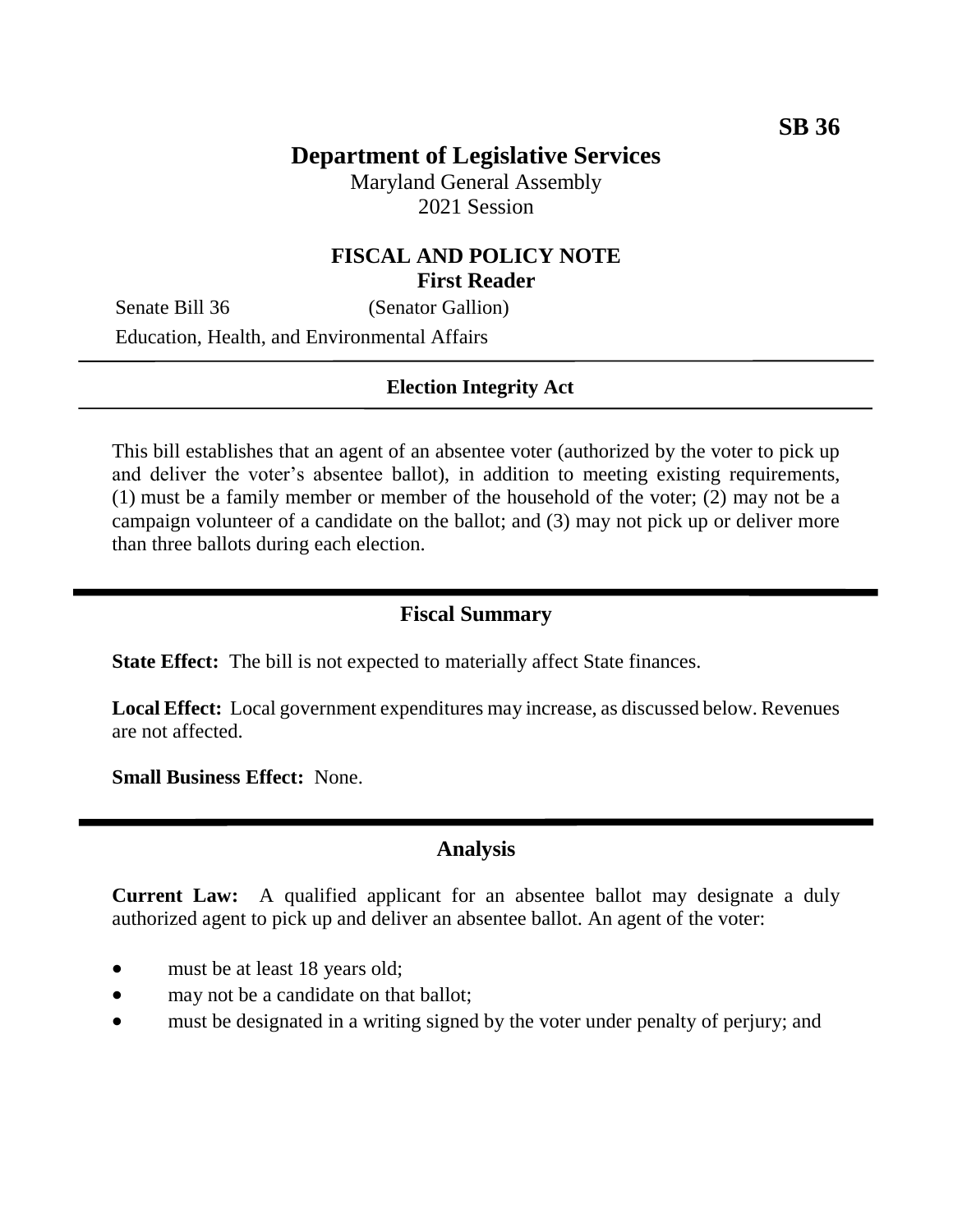**SB 36**

# Department of Legislative Services

Maryland General Assembly
2021 Session

## FISCAL AND POLICY NOTE
**First Reader**

Senate Bill 36 (Senator Gallion)

Education, Health, and Environmental Affairs

**Election Integrity Act**

This bill establishes that an agent of an absentee voter (authorized by the voter to pick up and deliver the voter's absentee ballot), in addition to meeting existing requirements, (1) must be a family member or member of the household of the voter; (2) may not be a campaign volunteer of a candidate on the ballot; and (3) may not pick up or deliver more than three ballots during each election.

## Fiscal Summary

**State Effect:** The bill is not expected to materially affect State finances.

**Local Effect:** Local government expenditures may increase, as discussed below. Revenues are not affected.

**Small Business Effect:** None.

## Analysis

**Current Law:** A qualified applicant for an absentee ballot may designate a duly authorized agent to pick up and deliver an absentee ballot. An agent of the voter:

- must be at least 18 years old;
- may not be a candidate on that ballot;
- must be designated in a writing signed by the voter under penalty of perjury; and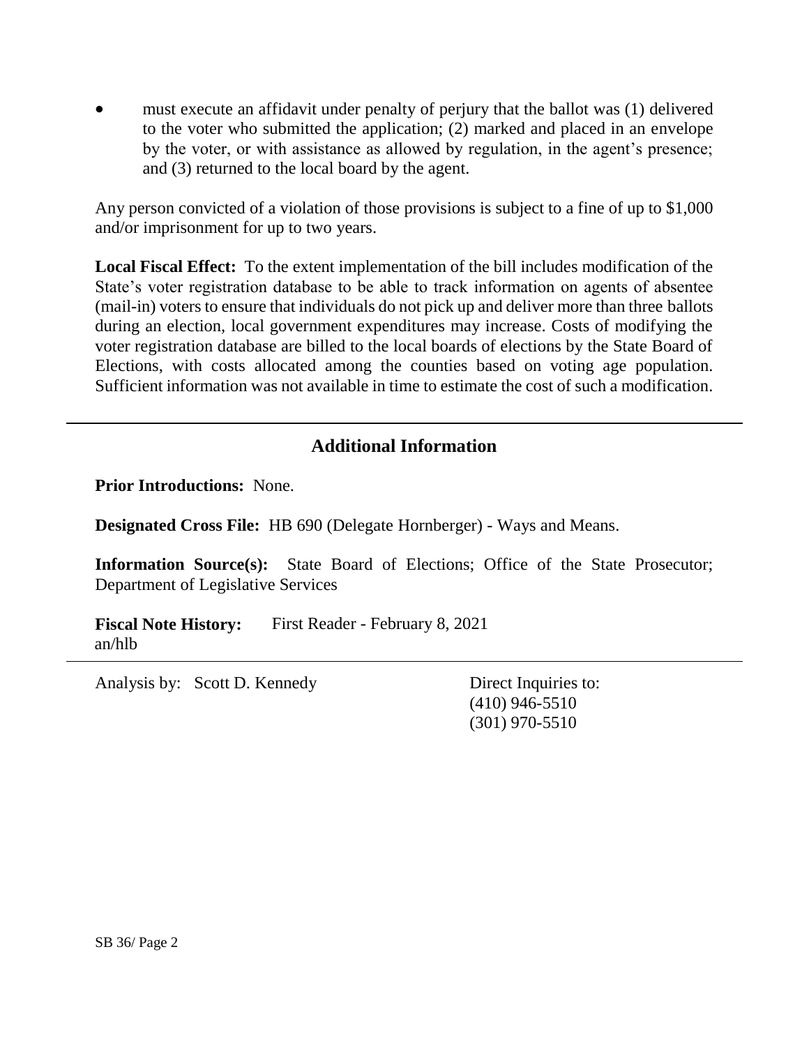- must execute an affidavit under penalty of perjury that the ballot was (1) delivered to the voter who submitted the application; (2) marked and placed in an envelope by the voter, or with assistance as allowed by regulation, in the agent's presence; and (3) returned to the local board by the agent.

Any person convicted of a violation of those provisions is subject to a fine of up to $1,000 and/or imprisonment for up to two years.

**Local Fiscal Effect:** To the extent implementation of the bill includes modification of the State's voter registration database to be able to track information on agents of absentee (mail-in) voters to ensure that individuals do not pick up and deliver more than three ballots during an election, local government expenditures may increase. Costs of modifying the voter registration database are billed to the local boards of elections by the State Board of Elections, with costs allocated among the counties based on voting age population. Sufficient information was not available in time to estimate the cost of such a modification.

---

## Additional Information

**Prior Introductions:** None.

**Designated Cross File:** HB 690 (Delegate Hornberger) - Ways and Means.

**Information Source(s):** State Board of Elections; Office of the State Prosecutor; Department of Legislative Services

**Fiscal Note History:** First Reader - February 8, 2021
an/hlb

---

Analysis by: Scott D. Kennedy

Direct Inquiries to:
(410) 946-5510
(301) 970-5510